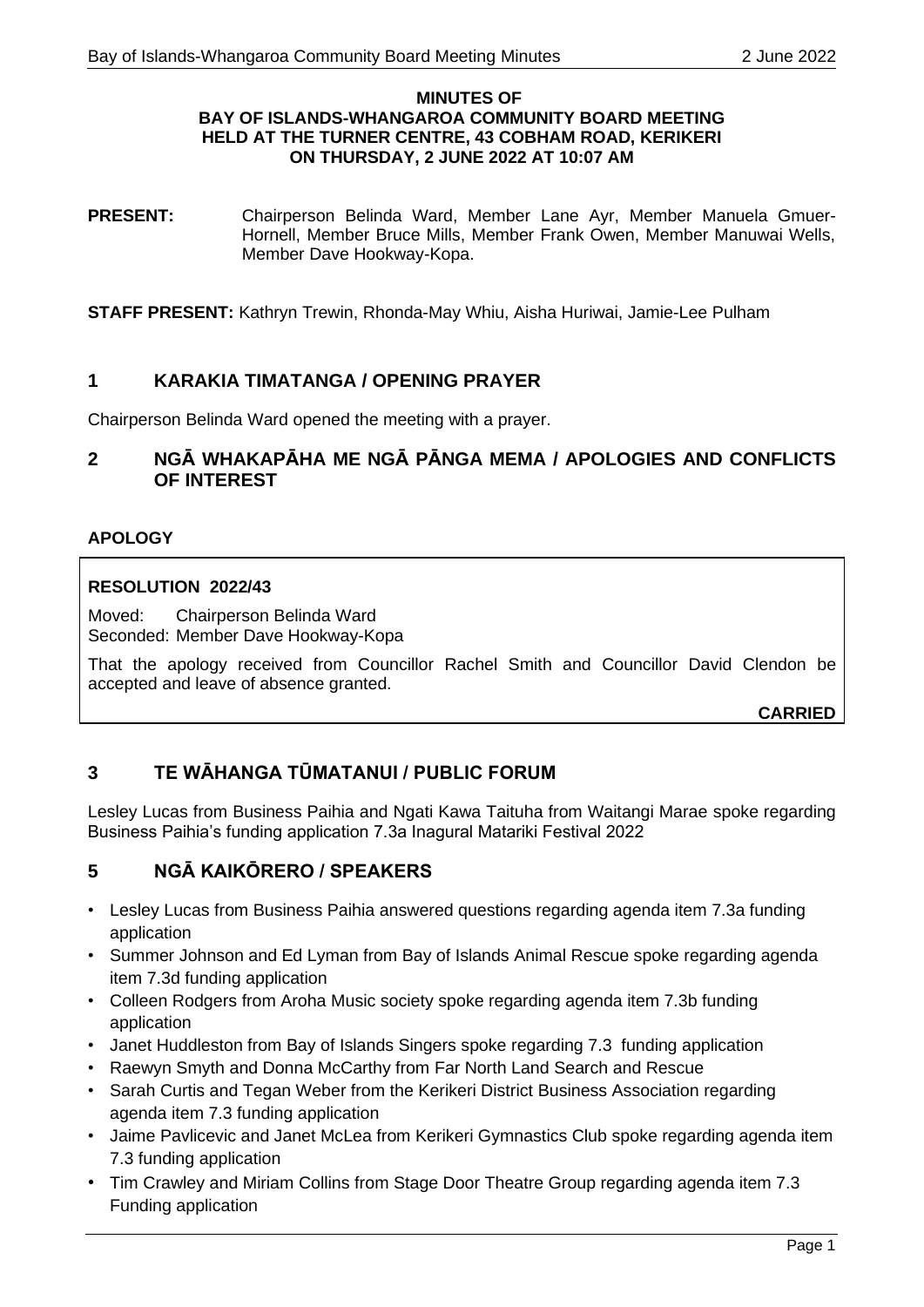**MINUTES OF**
**BAY OF ISLANDS-WHANGAROA COMMUNITY BOARD MEETING**
**HELD AT THE TURNER CENTRE, 43 COBHAM ROAD, KERIKERI**
**ON THURSDAY, 2 JUNE 2022 AT 10:07 AM**

**PRESENT:** Chairperson Belinda Ward, Member Lane Ayr, Member Manuela Gmuer-Hornell, Member Bruce Mills, Member Frank Owen, Member Manuwai Wells, Member Dave Hookway-Kopa.

**STAFF PRESENT:** Kathryn Trewin, Rhonda-May Whiu, Aisha Huriwai, Jamie-Lee Pulham

## 1 KARAKIA TIMATANGA / OPENING PRAYER

Chairperson Belinda Ward opened the meeting with a prayer.

## 2 NGĀ WHAKAPĀHA ME NGĀ PĀNGA MEMA / APOLOGIES AND CONFLICTS OF INTEREST

### APOLOGY

**RESOLUTION 2022/43**

Moved: Chairperson Belinda Ward
Seconded: Member Dave Hookway-Kopa

That the apology received from Councillor Rachel Smith and Councillor David Clendon be accepted and leave of absence granted.

**CARRIED**

## 3 TE WĀHANGA TŪMATANUI / PUBLIC FORUM

Lesley Lucas from Business Paihia and Ngati Kawa Taituha from Waitangi Marae spoke regarding Business Paihia's funding application 7.3a Inagural Matariki Festival 2022

## 5 NGĀ KAIKŌRERO / SPEAKERS

- Lesley Lucas from Business Paihia answered questions regarding agenda item 7.3a funding application
- Summer Johnson and Ed Lyman from Bay of Islands Animal Rescue spoke regarding agenda item 7.3d funding application
- Colleen Rodgers from Aroha Music society spoke regarding agenda item 7.3b funding application
- Janet Huddleston from Bay of Islands Singers spoke regarding 7.3 funding application
- Raewyn Smyth and Donna McCarthy from Far North Land Search and Rescue
- Sarah Curtis and Tegan Weber from the Kerikeri District Business Association regarding agenda item 7.3 funding application
- Jaime Pavlicevic and Janet McLea from Kerikeri Gymnastics Club spoke regarding agenda item 7.3 funding application
- Tim Crawley and Miriam Collins from Stage Door Theatre Group regarding agenda item 7.3 Funding application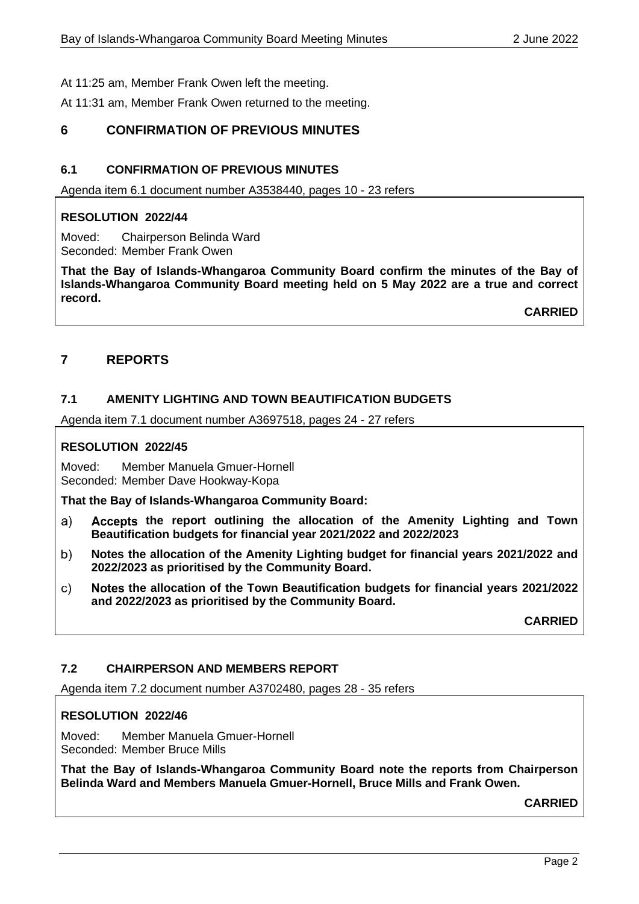At 11:25 am, Member Frank Owen left the meeting.

At 11:31 am, Member Frank Owen returned to the meeting.

## 6 CONFIRMATION OF PREVIOUS MINUTES

### 6.1 CONFIRMATION OF PREVIOUS MINUTES

Agenda item 6.1 document number A3538440, pages 10 - 23 refers

**RESOLUTION 2022/44**

Moved: Chairperson Belinda Ward
Seconded: Member Frank Owen

**That the Bay of Islands-Whangaroa Community Board confirm the minutes of the Bay of Islands-Whangaroa Community Board meeting held on 5 May 2022 are a true and correct record.**

**CARRIED**

## 7 REPORTS

### 7.1 AMENITY LIGHTING AND TOWN BEAUTIFICATION BUDGETS

Agenda item 7.1 document number A3697518, pages 24 - 27 refers

**RESOLUTION 2022/45**

Moved: Member Manuela Gmuer-Hornell
Seconded: Member Dave Hookway-Kopa

**That the Bay of Islands-Whangaroa Community Board:**

a) **Accepts the report outlining the allocation of the Amenity Lighting and Town Beautification budgets for financial year 2021/2022 and 2022/2023**

b) **Notes the allocation of the Amenity Lighting budget for financial years 2021/2022 and 2022/2023 as prioritised by the Community Board.**

c) **Notes the allocation of the Town Beautification budgets for financial years 2021/2022 and 2022/2023 as prioritised by the Community Board.**

**CARRIED**

### 7.2 CHAIRPERSON AND MEMBERS REPORT

Agenda item 7.2 document number A3702480, pages 28 - 35 refers

**RESOLUTION 2022/46**

Moved: Member Manuela Gmuer-Hornell
Seconded: Member Bruce Mills

**That the Bay of Islands-Whangaroa Community Board note the reports from Chairperson Belinda Ward and Members Manuela Gmuer-Hornell, Bruce Mills and Frank Owen.**

**CARRIED**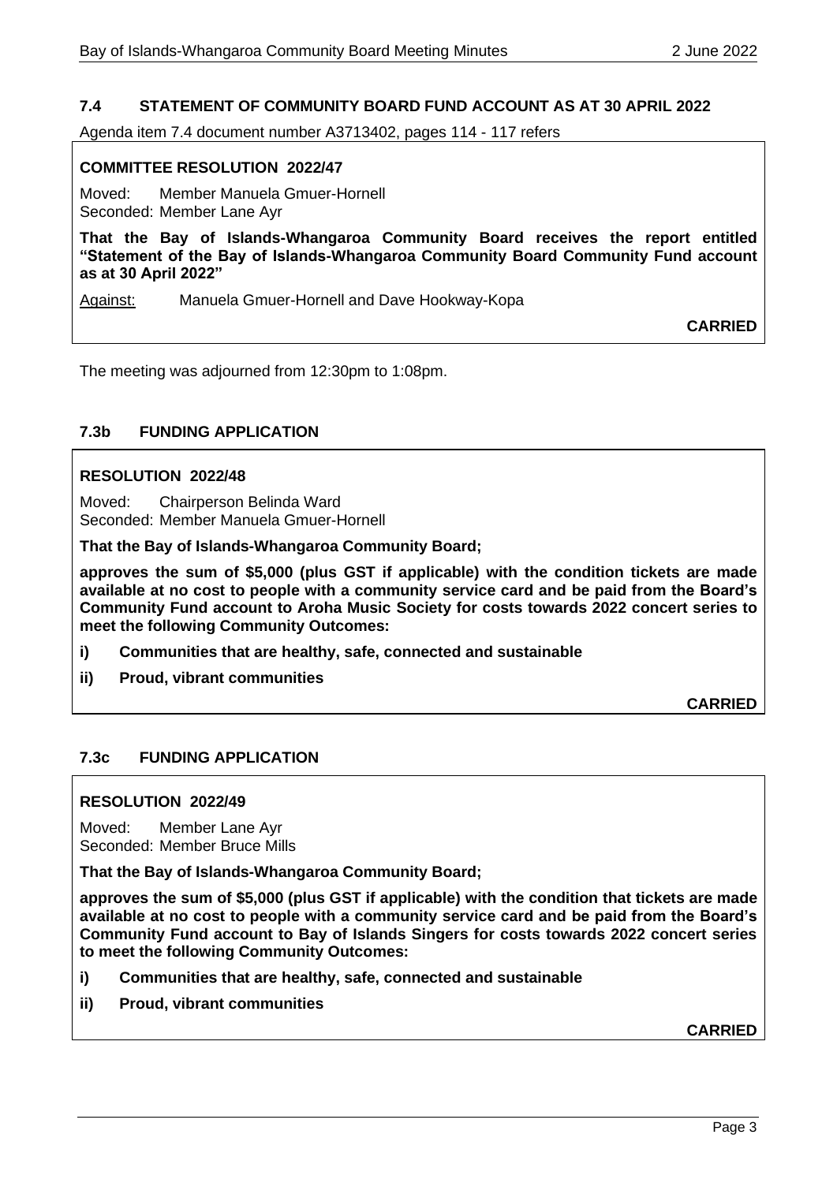### 7.4 STATEMENT OF COMMUNITY BOARD FUND ACCOUNT AS AT 30 APRIL 2022

Agenda item 7.4 document number A3713402, pages 114 - 117 refers

**COMMITTEE RESOLUTION 2022/47**

Moved: Member Manuela Gmuer-Hornell
Seconded: Member Lane Ayr

**That the Bay of Islands-Whangaroa Community Board receives the report entitled "Statement of the Bay of Islands-Whangaroa Community Board Community Fund account as at 30 April 2022"**

Against: Manuela Gmuer-Hornell and Dave Hookway-Kopa

**CARRIED**

The meeting was adjourned from 12:30pm to 1:08pm.

### 7.3b FUNDING APPLICATION

**RESOLUTION 2022/48**

Moved: Chairperson Belinda Ward
Seconded: Member Manuela Gmuer-Hornell

**That the Bay of Islands-Whangaroa Community Board;**

**approves the sum of $5,000 (plus GST if applicable) with the condition tickets are made available at no cost to people with a community service card and be paid from the Board's Community Fund account to Aroha Music Society for costs towards 2022 concert series to meet the following Community Outcomes:**

**i) Communities that are healthy, safe, connected and sustainable**

**ii) Proud, vibrant communities**

**CARRIED**

### 7.3c FUNDING APPLICATION

**RESOLUTION 2022/49**

Moved: Member Lane Ayr
Seconded: Member Bruce Mills

**That the Bay of Islands-Whangaroa Community Board;**

**approves the sum of $5,000 (plus GST if applicable) with the condition that tickets are made available at no cost to people with a community service card and be paid from the Board's Community Fund account to Bay of Islands Singers for costs towards 2022 concert series to meet the following Community Outcomes:**

**i) Communities that are healthy, safe, connected and sustainable**

**ii) Proud, vibrant communities**

**CARRIED**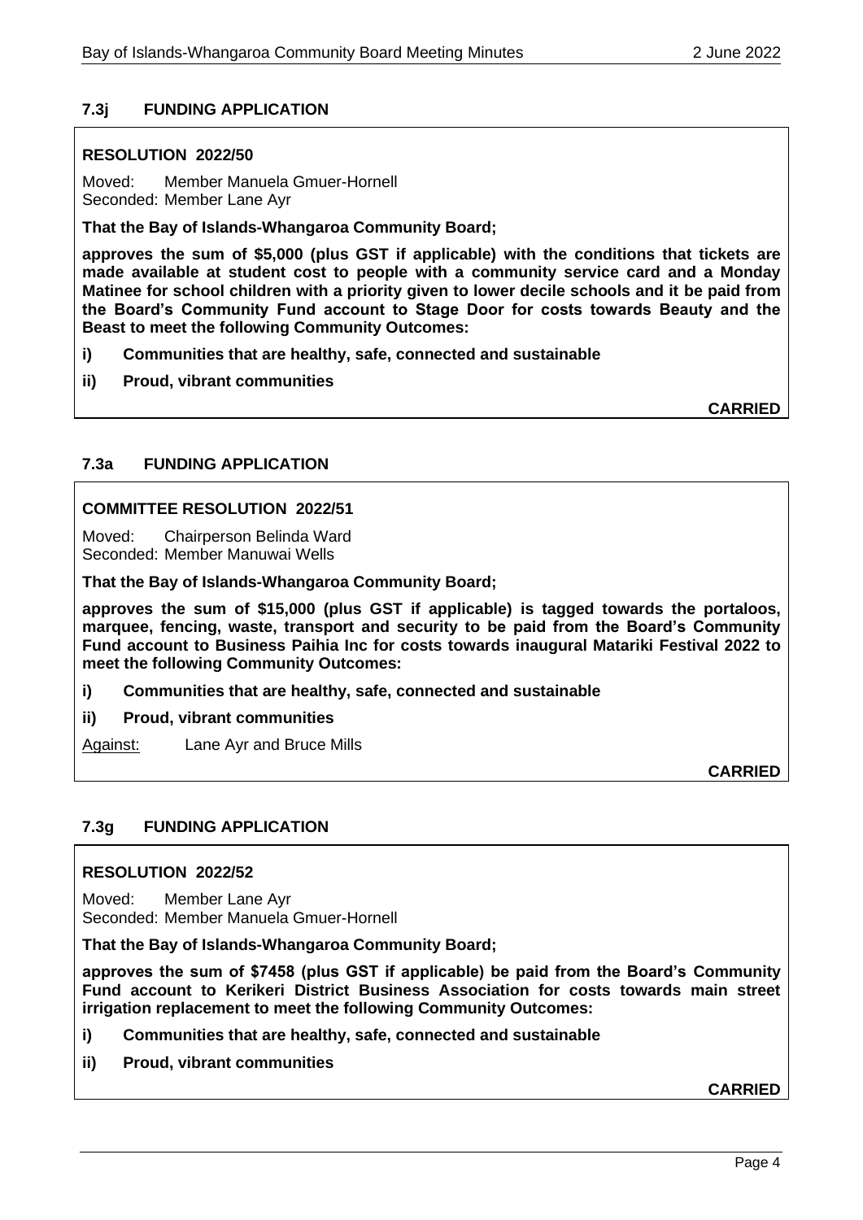### 7.3j FUNDING APPLICATION

**RESOLUTION 2022/50**

Moved: Member Manuela Gmuer-Hornell
Seconded: Member Lane Ayr

**That the Bay of Islands-Whangaroa Community Board;**

**approves the sum of $5,000 (plus GST if applicable) with the conditions that tickets are made available at student cost to people with a community service card and a Monday Matinee for school children with a priority given to lower decile schools and it be paid from the Board's Community Fund account to Stage Door for costs towards Beauty and the Beast to meet the following Community Outcomes:**

**i) Communities that are healthy, safe, connected and sustainable**

**ii) Proud, vibrant communities**

**CARRIED**

### 7.3a FUNDING APPLICATION

**COMMITTEE RESOLUTION 2022/51**

Moved: Chairperson Belinda Ward
Seconded: Member Manuwai Wells

**That the Bay of Islands-Whangaroa Community Board;**

**approves the sum of $15,000 (plus GST if applicable) is tagged towards the portaloos, marquee, fencing, waste, transport and security to be paid from the Board's Community Fund account to Business Paihia Inc for costs towards inaugural Matariki Festival 2022 to meet the following Community Outcomes:**

**i) Communities that are healthy, safe, connected and sustainable**

**ii) Proud, vibrant communities**

Against: Lane Ayr and Bruce Mills

**CARRIED**

### 7.3g FUNDING APPLICATION

**RESOLUTION 2022/52**

Moved: Member Lane Ayr
Seconded: Member Manuela Gmuer-Hornell

**That the Bay of Islands-Whangaroa Community Board;**

**approves the sum of $7458 (plus GST if applicable) be paid from the Board's Community Fund account to Kerikeri District Business Association for costs towards main street irrigation replacement to meet the following Community Outcomes:**

**i) Communities that are healthy, safe, connected and sustainable**

**ii) Proud, vibrant communities**

**CARRIED**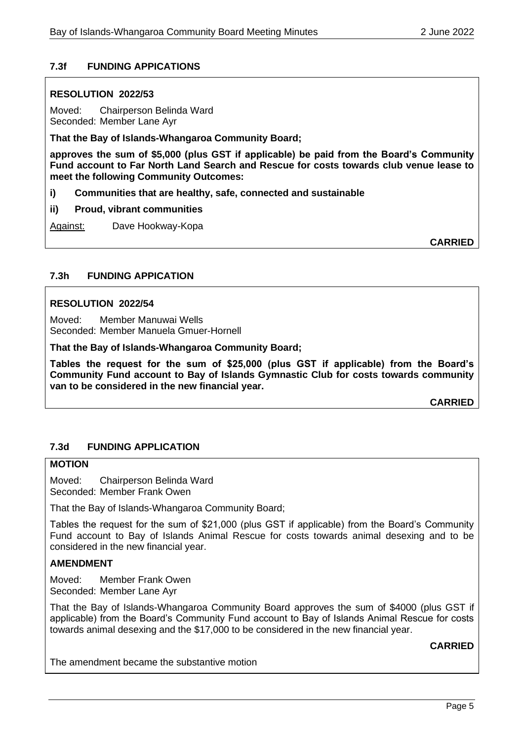### 7.3f FUNDING APPICATIONS

**RESOLUTION 2022/53**

Moved: Chairperson Belinda Ward
Seconded: Member Lane Ayr

**That the Bay of Islands-Whangaroa Community Board;**

**approves the sum of $5,000 (plus GST if applicable) be paid from the Board's Community Fund account to Far North Land Search and Rescue for costs towards club venue lease to meet the following Community Outcomes:**

**i) Communities that are healthy, safe, connected and sustainable**

**ii) Proud, vibrant communities**

Against: Dave Hookway-Kopa

**CARRIED**

### 7.3h FUNDING APPICATION

**RESOLUTION 2022/54**

Moved: Member Manuwai Wells
Seconded: Member Manuela Gmuer-Hornell

**That the Bay of Islands-Whangaroa Community Board;**

**Tables the request for the sum of $25,000 (plus GST if applicable) from the Board's Community Fund account to Bay of Islands Gymnastic Club for costs towards community van to be considered in the new financial year.**

**CARRIED**

### 7.3d FUNDING APPLICATION

**MOTION**

Moved: Chairperson Belinda Ward
Seconded: Member Frank Owen

That the Bay of Islands-Whangaroa Community Board;

Tables the request for the sum of $21,000 (plus GST if applicable) from the Board's Community Fund account to Bay of Islands Animal Rescue for costs towards animal desexing and to be considered in the new financial year.

**AMENDMENT**

Moved: Member Frank Owen
Seconded: Member Lane Ayr

That the Bay of Islands-Whangaroa Community Board approves the sum of $4000 (plus GST if applicable) from the Board's Community Fund account to Bay of Islands Animal Rescue for costs towards animal desexing and the $17,000 to be considered in the new financial year.

**CARRIED**

The amendment became the substantive motion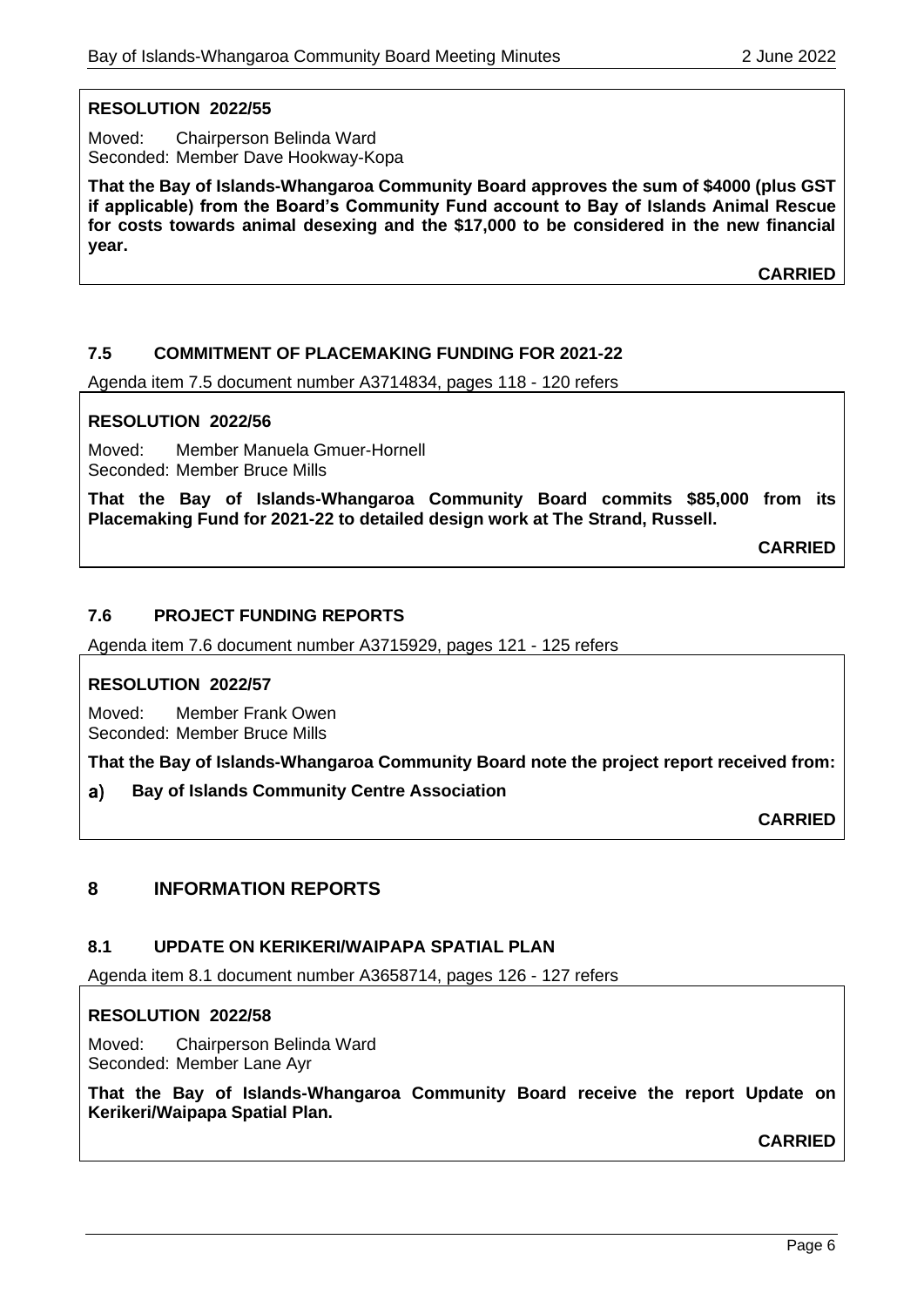**RESOLUTION 2022/55**

Moved: Chairperson Belinda Ward
Seconded: Member Dave Hookway-Kopa

**That the Bay of Islands-Whangaroa Community Board approves the sum of $4000 (plus GST if applicable) from the Board's Community Fund account to Bay of Islands Animal Rescue for costs towards animal desexing and the $17,000 to be considered in the new financial year.**

**CARRIED**

### 7.5 COMMITMENT OF PLACEMAKING FUNDING FOR 2021-22

Agenda item 7.5 document number A3714834, pages 118 - 120 refers

**RESOLUTION 2022/56**

Moved: Member Manuela Gmuer-Hornell
Seconded: Member Bruce Mills

**That the Bay of Islands-Whangaroa Community Board commits $85,000 from its Placemaking Fund for 2021-22 to detailed design work at The Strand, Russell.**

**CARRIED**

### 7.6 PROJECT FUNDING REPORTS

Agenda item 7.6 document number A3715929, pages 121 - 125 refers

**RESOLUTION 2022/57**

Moved: Member Frank Owen
Seconded: Member Bruce Mills

**That the Bay of Islands-Whangaroa Community Board note the project report received from:**

**a) Bay of Islands Community Centre Association**

**CARRIED**

## 8 INFORMATION REPORTS

### 8.1 UPDATE ON KERIKERI/WAIPAPA SPATIAL PLAN

Agenda item 8.1 document number A3658714, pages 126 - 127 refers

**RESOLUTION 2022/58**

Moved: Chairperson Belinda Ward
Seconded: Member Lane Ayr

**That the Bay of Islands-Whangaroa Community Board receive the report Update on Kerikeri/Waipapa Spatial Plan.**

**CARRIED**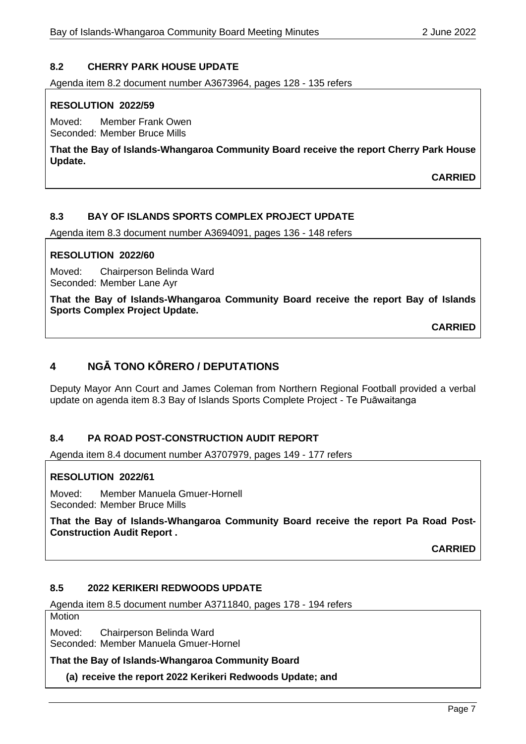### 8.2 CHERRY PARK HOUSE UPDATE

Agenda item 8.2 document number A3673964, pages 128 - 135 refers

**RESOLUTION 2022/59**

Moved: Member Frank Owen
Seconded: Member Bruce Mills

**That the Bay of Islands-Whangaroa Community Board receive the report Cherry Park House Update.**

**CARRIED**

### 8.3 BAY OF ISLANDS SPORTS COMPLEX PROJECT UPDATE

Agenda item 8.3 document number A3694091, pages 136 - 148 refers

**RESOLUTION 2022/60**

Moved: Chairperson Belinda Ward
Seconded: Member Lane Ayr

**That the Bay of Islands-Whangaroa Community Board receive the report Bay of Islands Sports Complex Project Update.**

**CARRIED**

## 4 NGĀ TONO KŌRERO / DEPUTATIONS

Deputy Mayor Ann Court and James Coleman from Northern Regional Football provided a verbal update on agenda item 8.3 Bay of Islands Sports Complete Project - Te Puāwaitanga

### 8.4 PA ROAD POST-CONSTRUCTION AUDIT REPORT

Agenda item 8.4 document number A3707979, pages 149 - 177 refers

**RESOLUTION 2022/61**

Moved: Member Manuela Gmuer-Hornell
Seconded: Member Bruce Mills

**That the Bay of Islands-Whangaroa Community Board receive the report Pa Road Post-Construction Audit Report .**

**CARRIED**

### 8.5 2022 KERIKERI REDWOODS UPDATE

Agenda item 8.5 document number A3711840, pages 178 - 194 refers

Motion

Moved: Chairperson Belinda Ward
Seconded: Member Manuela Gmuer-Hornel

**That the Bay of Islands-Whangaroa Community Board**

**(a) receive the report 2022 Kerikeri Redwoods Update; and**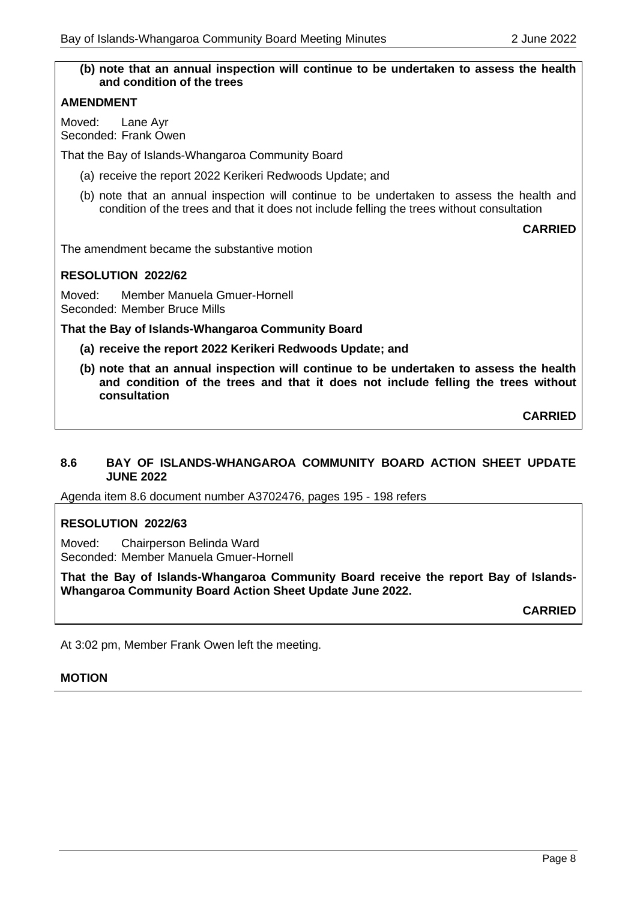**(b) note that an annual inspection will continue to be undertaken to assess the health and condition of the trees**

**AMENDMENT**

Moved: Lane Ayr
Seconded: Frank Owen

That the Bay of Islands-Whangaroa Community Board

(a) receive the report 2022 Kerikeri Redwoods Update; and

(b) note that an annual inspection will continue to be undertaken to assess the health and condition of the trees and that it does not include felling the trees without consultation

**CARRIED**

The amendment became the substantive motion

**RESOLUTION 2022/62**

Moved: Member Manuela Gmuer-Hornell
Seconded: Member Bruce Mills

**That the Bay of Islands-Whangaroa Community Board**

**(a) receive the report 2022 Kerikeri Redwoods Update; and**

**(b) note that an annual inspection will continue to be undertaken to assess the health and condition of the trees and that it does not include felling the trees without consultation**

**CARRIED**

### 8.6 BAY OF ISLANDS-WHANGAROA COMMUNITY BOARD ACTION SHEET UPDATE JUNE 2022

Agenda item 8.6 document number A3702476, pages 195 - 198 refers

**RESOLUTION 2022/63**

Moved: Chairperson Belinda Ward
Seconded: Member Manuela Gmuer-Hornell

**That the Bay of Islands-Whangaroa Community Board receive the report Bay of Islands-Whangaroa Community Board Action Sheet Update June 2022.**

**CARRIED**

At 3:02 pm, Member Frank Owen left the meeting.

**MOTION**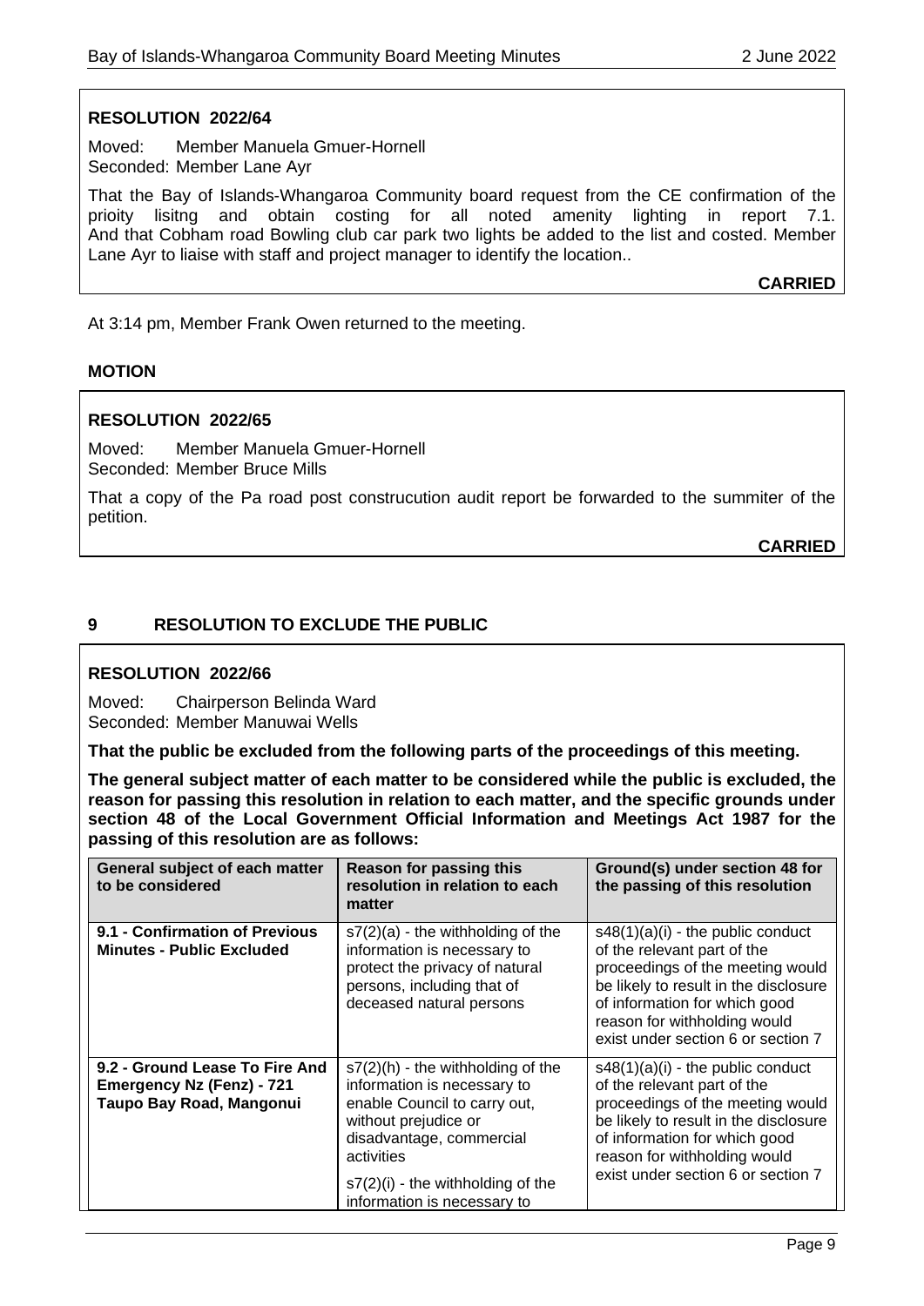**RESOLUTION 2022/64**

Moved: Member Manuela Gmuer-Hornell
Seconded: Member Lane Ayr

That the Bay of Islands-Whangaroa Community board request from the CE confirmation of the prioity lisitng and obtain costing for all noted amenity lighting in report 7.1. And that Cobham road Bowling club car park two lights be added to the list and costed. Member Lane Ayr to liaise with staff and project manager to identify the location..

**CARRIED**

At 3:14 pm, Member Frank Owen returned to the meeting.

**MOTION**

**RESOLUTION 2022/65**

Moved: Member Manuela Gmuer-Hornell
Seconded: Member Bruce Mills

That a copy of the Pa road post construcution audit report be forwarded to the summiter of the petition.

**CARRIED**

## 9 RESOLUTION TO EXCLUDE THE PUBLIC

**RESOLUTION 2022/66**

Moved: Chairperson Belinda Ward
Seconded: Member Manuwai Wells

**That the public be excluded from the following parts of the proceedings of this meeting.**

**The general subject matter of each matter to be considered while the public is excluded, the reason for passing this resolution in relation to each matter, and the specific grounds under section 48 of the Local Government Official Information and Meetings Act 1987 for the passing of this resolution are as follows:**

| General subject of each matter to be considered | Reason for passing this resolution in relation to each matter | Ground(s) under section 48 for the passing of this resolution |
|---|---|---|
| **9.1 - Confirmation of Previous Minutes - Public Excluded** | s7(2)(a) - the withholding of the information is necessary to protect the privacy of natural persons, including that of deceased natural persons | s48(1)(a)(i) - the public conduct of the relevant part of the proceedings of the meeting would be likely to result in the disclosure of information for which good reason for withholding would exist under section 6 or section 7 |
| **9.2 - Ground Lease To Fire And Emergency Nz (Fenz) - 721 Taupo Bay Road, Mangonui** | s7(2)(h) - the withholding of the information is necessary to enable Council to carry out, without prejudice or disadvantage, commercial activities<br>s7(2)(i) - the withholding of the information is necessary to | s48(1)(a)(i) - the public conduct of the relevant part of the proceedings of the meeting would be likely to result in the disclosure of information for which good reason for withholding would exist under section 6 or section 7 |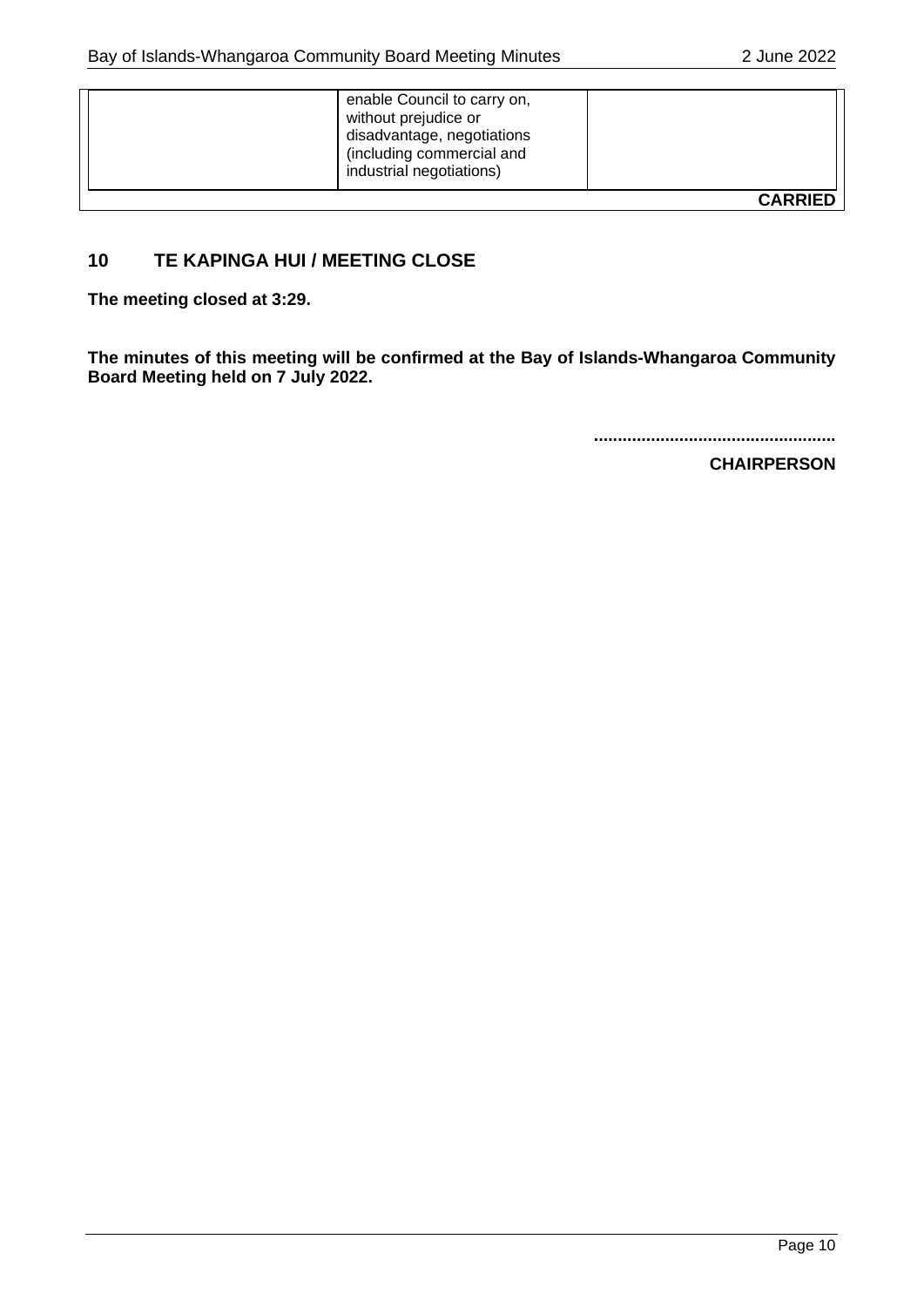| | | |
|---|---|---|
| | enable Council to carry on, without prejudice or disadvantage, negotiations (including commercial and industrial negotiations) | |

**CARRIED**

## 10 TE KAPINGA HUI / MEETING CLOSE

**The meeting closed at 3:29.**

**The minutes of this meeting will be confirmed at the Bay of Islands-Whangaroa Community Board Meeting held on 7 July 2022.**

...................................................

**CHAIRPERSON**